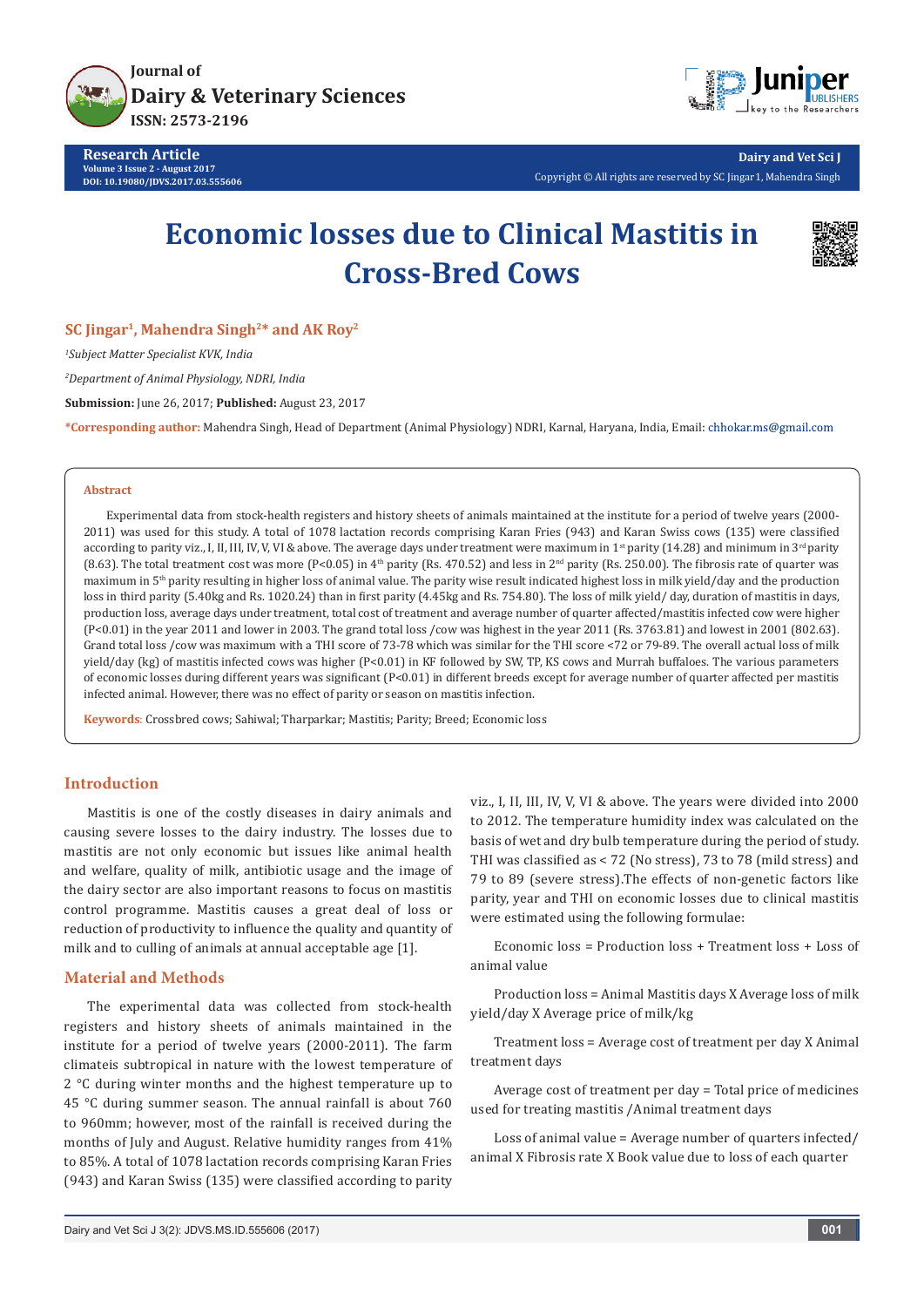Research Article
Volume 3 Issue 2 - August 2017
DOI: 10.19080/JDVS.2017.03.555606

Copyright © All rights are reserved by SC Jingar1, Mahendra Singh

# Economic losses due to Clinical Mastitis in Cross-Bred Cows

**SC Jingar[1], Mahendra Singh[2]* and AK Roy[2]**

*[1]Subject Matter Specialist KVK, India*

*[2]Department of Animal Physiology, NDRI, India*

**Submission:** June 26, 2017; **Published:** August 23, 2017

***Corresponding author:** Mahendra Singh, Head of Department (Animal Physiology) NDRI, Karnal, Haryana, India, Email: chhokar.ms@gmail.com

## Abstract

Experimental data from stock-health registers and history sheets of animals maintained at the institute for a period of twelve years (2000-2011) was used for this study. A total of 1078 lactation records comprising Karan Fries (943) and Karan Swiss cows (135) were classified according to parity viz., I, II, III, IV, V, VI & above. The average days under treatment were maximum in 1st parity (14.28) and minimum in 3rd parity (8.63). The total treatment cost was more (P<0.05) in 4th parity (Rs. 470.52) and less in 2nd parity (Rs. 250.00). The fibrosis rate of quarter was maximum in 5th parity resulting in higher loss of animal value. The parity wise result indicated highest loss in milk yield/day and the production loss in third parity (5.40kg and Rs. 1020.24) than in first parity (4.45kg and Rs. 754.80). The loss of milk yield/ day, duration of mastitis in days, production loss, average days under treatment, total cost of treatment and average number of quarter affected/mastitis infected cow were higher (P<0.01) in the year 2011 and lower in 2003. The grand total loss /cow was highest in the year 2011 (Rs. 3763.81) and lowest in 2001 (802.63). Grand total loss /cow was maximum with a THI score of 73-78 which was similar for the THI score <72 or 79-89. The overall actual loss of milk yield/day (kg) of mastitis infected cows was higher (P<0.01) in KF followed by SW, TP, KS cows and Murrah buffaloes. The various parameters of economic losses during different years was significant (P<0.01) in different breeds except for average number of quarter affected per mastitis infected animal. However, there was no effect of parity or season on mastitis infection.

**Keywords**: Crossbred cows; Sahiwal; Tharparkar; Mastitis; Parity; Breed; Economic loss

## Introduction

Mastitis is one of the costly diseases in dairy animals and causing severe losses to the dairy industry. The losses due to mastitis are not only economic but issues like animal health and welfare, quality of milk, antibiotic usage and the image of the dairy sector are also important reasons to focus on mastitis control programme. Mastitis causes a great deal of loss or reduction of productivity to influence the quality and quantity of milk and to culling of animals at annual acceptable age [1].

## Material and Methods

The experimental data was collected from stock-health registers and history sheets of animals maintained in the institute for a period of twelve years (2000-2011). The farm climateis subtropical in nature with the lowest temperature of 2 °C during winter months and the highest temperature up to 45 °C during summer season. The annual rainfall is about 760 to 960mm; however, most of the rainfall is received during the months of July and August. Relative humidity ranges from 41% to 85%. A total of 1078 lactation records comprising Karan Fries (943) and Karan Swiss (135) were classified according to parity viz., I, II, III, IV, V, VI & above. The years were divided into 2000 to 2012. The temperature humidity index was calculated on the basis of wet and dry bulb temperature during the period of study. THI was classified as < 72 (No stress), 73 to 78 (mild stress) and 79 to 89 (severe stress).The effects of non-genetic factors like parity, year and THI on economic losses due to clinical mastitis were estimated using the following formulae:

Economic loss = Production loss + Treatment loss + Loss of animal value

Production loss = Animal Mastitis days X Average loss of milk yield/day X Average price of milk/kg

Treatment loss = Average cost of treatment per day X Animal treatment days

Average cost of treatment per day = Total price of medicines used for treating mastitis /Animal treatment days

Loss of animal value = Average number of quarters infected/ animal X Fibrosis rate X Book value due to loss of each quarter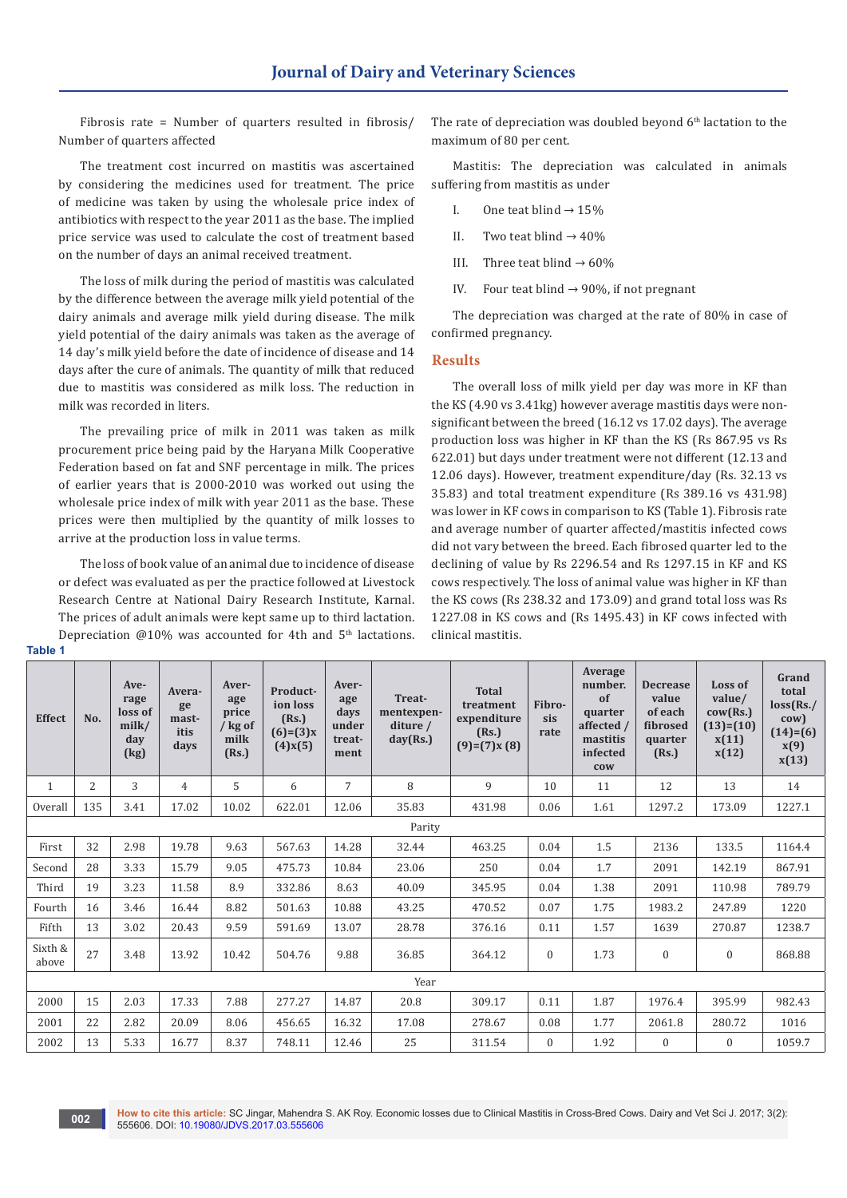Fibrosis rate = Number of quarters resulted in fibrosis/ Number of quarters affected

The treatment cost incurred on mastitis was ascertained by considering the medicines used for treatment. The price of medicine was taken by using the wholesale price index of antibiotics with respect to the year 2011 as the base. The implied price service was used to calculate the cost of treatment based on the number of days an animal received treatment.

The loss of milk during the period of mastitis was calculated by the difference between the average milk yield potential of the dairy animals and average milk yield during disease. The milk yield potential of the dairy animals was taken as the average of 14 day's milk yield before the date of incidence of disease and 14 days after the cure of animals. The quantity of milk that reduced due to mastitis was considered as milk loss. The reduction in milk was recorded in liters.

The prevailing price of milk in 2011 was taken as milk procurement price being paid by the Haryana Milk Cooperative Federation based on fat and SNF percentage in milk. The prices of earlier years that is 2000-2010 was worked out using the wholesale price index of milk with year 2011 as the base. These prices were then multiplied by the quantity of milk losses to arrive at the production loss in value terms.

The loss of book value of an animal due to incidence of disease or defect was evaluated as per the practice followed at Livestock Research Centre at National Dairy Research Institute, Karnal. The prices of adult animals were kept same up to third lactation. Depreciation @10% was accounted for 4th and 5th lactations. The rate of depreciation was doubled beyond 6th lactation to the maximum of 80 per cent.

Mastitis: The depreciation was calculated in animals suffering from mastitis as under

I. One teat blind → 15%

II. Two teat blind → 40%

III. Three teat blind → 60%

IV. Four teat blind → 90%, if not pregnant

The depreciation was charged at the rate of 80% in case of confirmed pregnancy.

## Results

The overall loss of milk yield per day was more in KF than the KS (4.90 vs 3.41kg) however average mastitis days were non-significant between the breed (16.12 vs 17.02 days). The average production loss was higher in KF than the KS (Rs 867.95 vs Rs 622.01) but days under treatment were not different (12.13 and 12.06 days). However, treatment expenditure/day (Rs. 32.13 vs 35.83) and total treatment expenditure (Rs 389.16 vs 431.98) was lower in KF cows in comparison to KS (Table 1). Fibrosis rate and average number of quarter affected/mastitis infected cows did not vary between the breed. Each fibrosed quarter led to the declining of value by Rs 2296.54 and Rs 1297.15 in KF and KS cows respectively. The loss of animal value was higher in KF than the KS cows (Rs 238.32 and 173.09) and grand total loss was Rs 1227.08 in KS cows and (Rs 1495.43) in KF cows infected with clinical mastitis.

**Table 1**

| Effect | No. | Average loss of milk/ day (kg) | Average mastitis days | Average price / kg of milk (Rs.) | Production loss (Rs.) (6)=(3)x (4)x(5) | Average days under treatment | Treatmentexpenditure / day(Rs.) | Total treatment expenditure (Rs.) (9)=(7)x (8) | Fibrosis rate | Average number of quarter affected / mastitis infected cow | Decrease value of each fibrosed quarter (Rs.) | Loss of value/ cow(Rs.) (13)=(10) x(11) x(12) | Grand total loss(Rs./ cow) (14)=(6) x(9) x(13) |
|---|---|---|---|---|---|---|---|---|---|---|---|---|---|
| 1 | 2 | 3 | 4 | 5 | 6 | 7 | 8 | 9 | 10 | 11 | 12 | 13 | 14 |
| Overall | 135 | 3.41 | 17.02 | 10.02 | 622.01 | 12.06 | 35.83 | 431.98 | 0.06 | 1.61 | 1297.2 | 173.09 | 1227.1 |
| Parity | | | | | | | | | | | | | |
| First | 32 | 2.98 | 19.78 | 9.63 | 567.63 | 14.28 | 32.44 | 463.25 | 0.04 | 1.5 | 2136 | 133.5 | 1164.4 |
| Second | 28 | 3.33 | 15.79 | 9.05 | 475.73 | 10.84 | 23.06 | 250 | 0.04 | 1.7 | 2091 | 142.19 | 867.91 |
| Third | 19 | 3.23 | 11.58 | 8.9 | 332.86 | 8.63 | 40.09 | 345.95 | 0.04 | 1.38 | 2091 | 110.98 | 789.79 |
| Fourth | 16 | 3.46 | 16.44 | 8.82 | 501.63 | 10.88 | 43.25 | 470.52 | 0.07 | 1.75 | 1983.2 | 247.89 | 1220 |
| Fifth | 13 | 3.02 | 20.43 | 9.59 | 591.69 | 13.07 | 28.78 | 376.16 | 0.11 | 1.57 | 1639 | 270.87 | 1238.7 |
| Sixth & above | 27 | 3.48 | 13.92 | 10.42 | 504.76 | 9.88 | 36.85 | 364.12 | 0 | 1.73 | 0 | 0 | 868.88 |
| Year | | | | | | | | | | | | | |
| 2000 | 15 | 2.03 | 17.33 | 7.88 | 277.27 | 14.87 | 20.8 | 309.17 | 0.11 | 1.87 | 1976.4 | 395.99 | 982.43 |
| 2001 | 22 | 2.82 | 20.09 | 8.06 | 456.65 | 16.32 | 17.08 | 278.67 | 0.08 | 1.77 | 2061.8 | 280.72 | 1016 |
| 2002 | 13 | 5.33 | 16.77 | 8.37 | 748.11 | 12.46 | 25 | 311.54 | 0 | 1.92 | 0 | 0 | 1059.7 |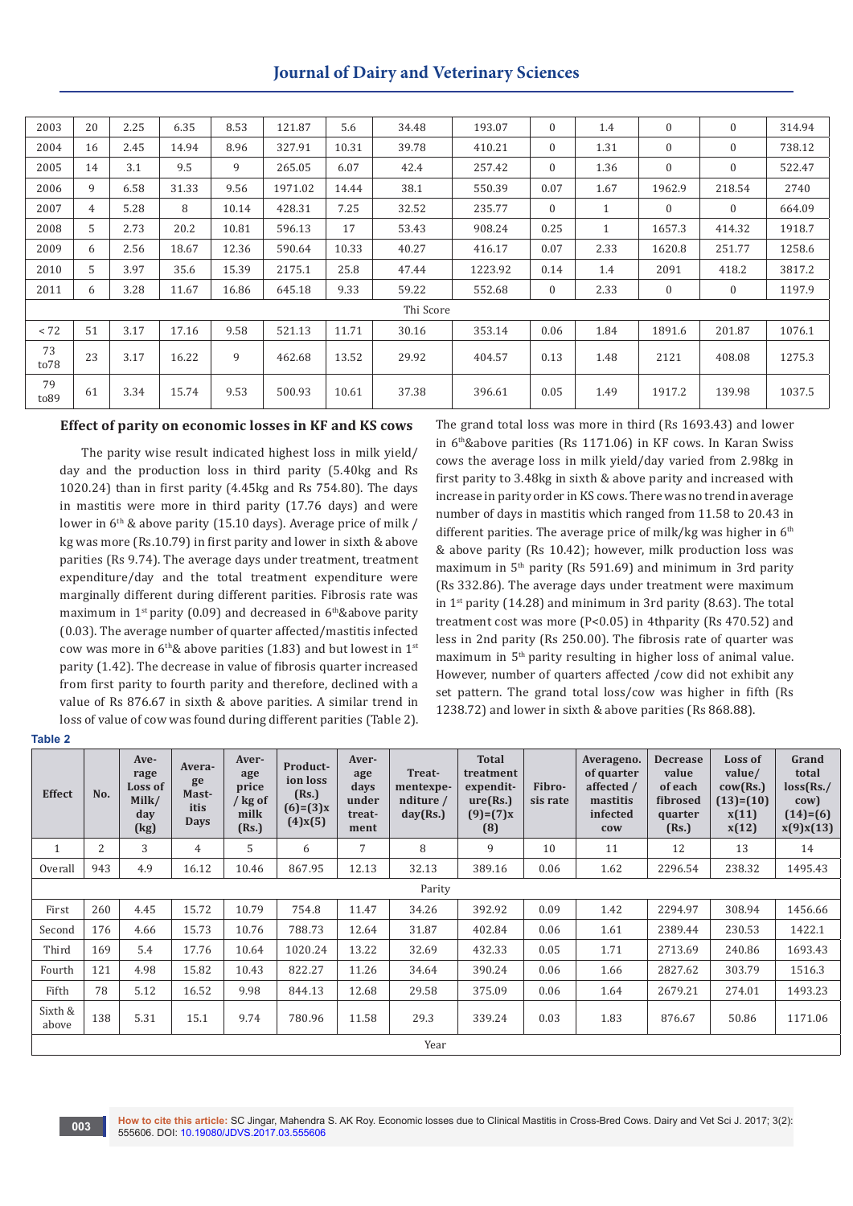| 2003 | 20 | 2.25 | 6.35 | 8.53 | 121.87 | 5.6 | 34.48 | 193.07 | 0 | 1.4 | 0 | 0 | 314.94 |
|---|---|---|---|---|---|---|---|---|---|---|---|---|---|
| 2004 | 16 | 2.45 | 14.94 | 8.96 | 327.91 | 10.31 | 39.78 | 410.21 | 0 | 1.31 | 0 | 0 | 738.12 |
| 2005 | 14 | 3.1 | 9.5 | 9 | 265.05 | 6.07 | 42.4 | 257.42 | 0 | 1.36 | 0 | 0 | 522.47 |
| 2006 | 9 | 6.58 | 31.33 | 9.56 | 1971.02 | 14.44 | 38.1 | 550.39 | 0.07 | 1.67 | 1962.9 | 218.54 | 2740 |
| 2007 | 4 | 5.28 | 8 | 10.14 | 428.31 | 7.25 | 32.52 | 235.77 | 0 | 1 | 0 | 0 | 664.09 |
| 2008 | 5 | 2.73 | 20.2 | 10.81 | 596.13 | 17 | 53.43 | 908.24 | 0.25 | 1 | 1657.3 | 414.32 | 1918.7 |
| 2009 | 6 | 2.56 | 18.67 | 12.36 | 590.64 | 10.33 | 40.27 | 416.17 | 0.07 | 2.33 | 1620.8 | 251.77 | 1258.6 |
| 2010 | 5 | 3.97 | 35.6 | 15.39 | 2175.1 | 25.8 | 47.44 | 1223.92 | 0.14 | 1.4 | 2091 | 418.2 | 3817.2 |
| 2011 | 6 | 3.28 | 11.67 | 16.86 | 645.18 | 9.33 | 59.22 | 552.68 | 0 | 2.33 | 0 | 0 | 1197.9 |
| Thi Score | | | | | | | | | | | | | |
| < 72 | 51 | 3.17 | 17.16 | 9.58 | 521.13 | 11.71 | 30.16 | 353.14 | 0.06 | 1.84 | 1891.6 | 201.87 | 1076.1 |
| 73 to78 | 23 | 3.17 | 16.22 | 9 | 462.68 | 13.52 | 29.92 | 404.57 | 0.13 | 1.48 | 2121 | 408.08 | 1275.3 |
| 79 to89 | 61 | 3.34 | 15.74 | 9.53 | 500.93 | 10.61 | 37.38 | 396.61 | 0.05 | 1.49 | 1917.2 | 139.98 | 1037.5 |

### Effect of parity on economic losses in KF and KS cows

The parity wise result indicated highest loss in milk yield/day and the production loss in third parity (5.40kg and Rs 1020.24) than in first parity (4.45kg and Rs 754.80). The days in mastitis were more in third parity (17.76 days) and were lower in 6th & above parity (15.10 days). Average price of milk / kg was more (Rs.10.79) in first parity and lower in sixth & above parities (Rs 9.74). The average days under treatment, treatment expenditure/day and the total treatment expenditure were marginally different during different parities. Fibrosis rate was maximum in 1st parity (0.09) and decreased in 6th&above parity (0.03). The average number of quarter affected/mastitis infected cow was more in 6th& above parities (1.83) and but lowest in 1st parity (1.42). The decrease in value of fibrosis quarter increased from first parity to fourth parity and therefore, declined with a value of Rs 876.67 in sixth & above parities. A similar trend in loss of value of cow was found during different parities (Table 2). The grand total loss was more in third (Rs 1693.43) and lower in 6th&above parities (Rs 1171.06) in KF cows. In Karan Swiss cows the average loss in milk yield/day varied from 2.98kg in first parity to 3.48kg in sixth & above parity and increased with increase in parity order in KS cows. There was no trend in average number of days in mastitis which ranged from 11.58 to 20.43 in different parities. The average price of milk/kg was higher in 6th & above parity (Rs 10.42); however, milk production loss was maximum in 5th parity (Rs 591.69) and minimum in 3rd parity (Rs 332.86). The average days under treatment were maximum in 1st parity (14.28) and minimum in 3rd parity (8.63). The total treatment cost was more ($P<0.05$) in 4thparity (Rs 470.52) and less in 2nd parity (Rs 250.00). The fibrosis rate of quarter was maximum in 5th parity resulting in higher loss of animal value. However, number of quarters affected /cow did not exhibit any set pattern. The grand total loss/cow was higher in fifth (Rs 1238.72) and lower in sixth & above parities (Rs 868.88).

**Table 2**

| Effect | No. | Average Loss of Milk/day (kg) | Average Mastitis Days | Average price / kg of milk (Rs.) | Production loss (Rs.) (6)=(3)x(4)x(5) | Average days under treatment | Treatmentexpenditure / day(Rs.) | Total treatment expenditure(Rs.) (9)=(7)x(8) | Fibrosis rate | Averageno. of quarter affected / mastitis infected cow | Decrease value of each fibrosed quarter (Rs.) | Loss of value/ cow(Rs.) (13)=(10) x(11) x(12) | Grand total loss(Rs./ cow) (14)=(6) x(9)x(13) |
|---|---|---|---|---|---|---|---|---|---|---|---|---|---|
| 1 | 2 | 3 | 4 | 5 | 6 | 7 | 8 | 9 | 10 | 11 | 12 | 13 | 14 |
| Overall | 943 | 4.9 | 16.12 | 10.46 | 867.95 | 12.13 | 32.13 | 389.16 | 0.06 | 1.62 | 2296.54 | 238.32 | 1495.43 |
| Parity | | | | | | | | | | | | | |
| First | 260 | 4.45 | 15.72 | 10.79 | 754.8 | 11.47 | 34.26 | 392.92 | 0.09 | 1.42 | 2294.97 | 308.94 | 1456.66 |
| Second | 176 | 4.66 | 15.73 | 10.76 | 788.73 | 12.64 | 31.87 | 402.84 | 0.06 | 1.61 | 2389.44 | 230.53 | 1422.1 |
| Third | 169 | 5.4 | 17.76 | 10.64 | 1020.24 | 13.22 | 32.69 | 432.33 | 0.05 | 1.71 | 2713.69 | 240.86 | 1693.43 |
| Fourth | 121 | 4.98 | 15.82 | 10.43 | 822.27 | 11.26 | 34.64 | 390.24 | 0.06 | 1.66 | 2827.62 | 303.79 | 1516.3 |
| Fifth | 78 | 5.12 | 16.52 | 9.98 | 844.13 | 12.68 | 29.58 | 375.09 | 0.06 | 1.64 | 2679.21 | 274.01 | 1493.23 |
| Sixth & above | 138 | 5.31 | 15.1 | 9.74 | 780.96 | 11.58 | 29.3 | 339.24 | 0.03 | 1.83 | 876.67 | 50.86 | 1171.06 |
| Year | | | | | | | | | | | | | |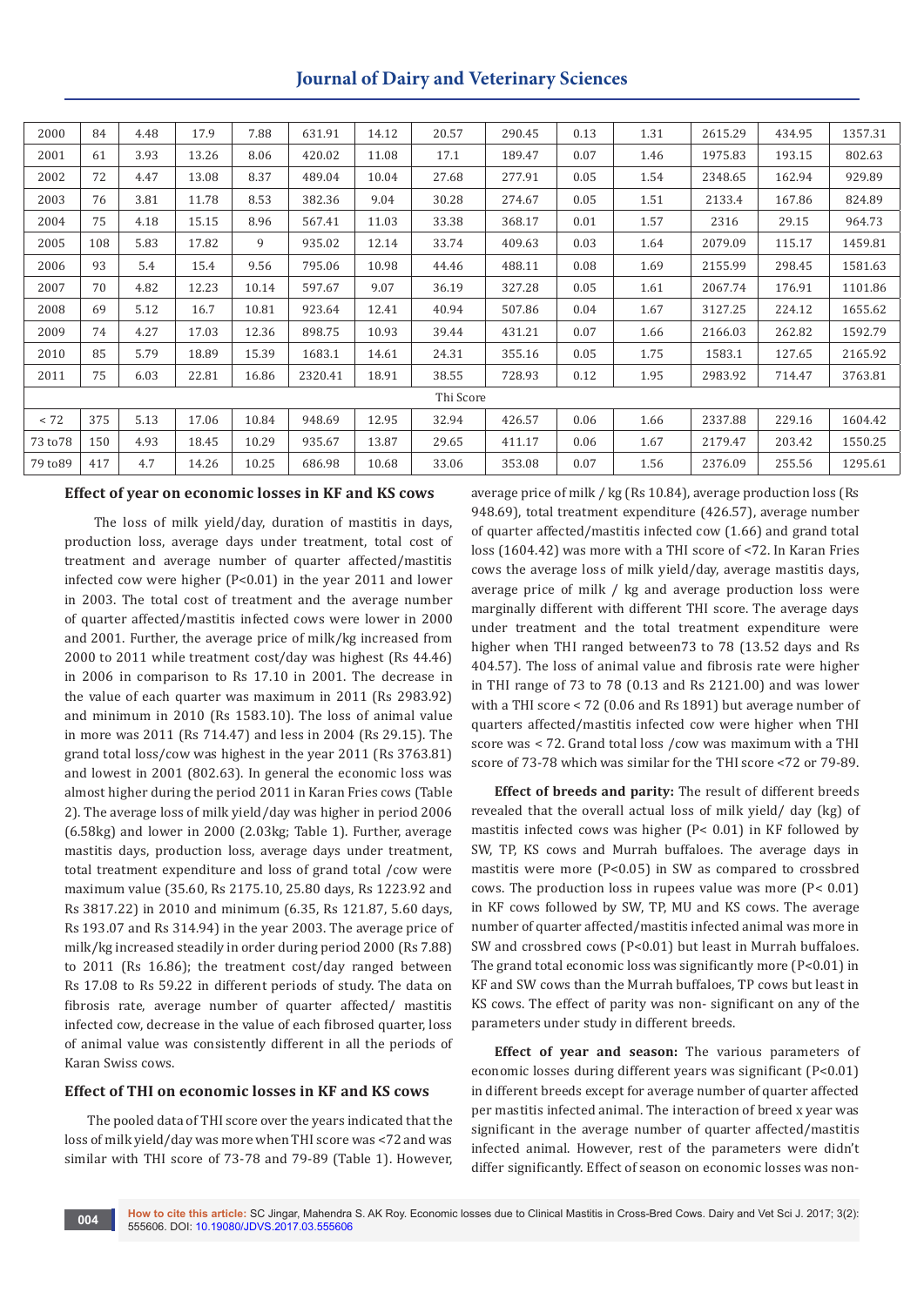| | | | | | | | | | | | | | |
|---|---|---|---|---|---|---|---|---|---|---|---|---|---|
| 2000 | 84 | 4.48 | 17.9 | 7.88 | 631.91 | 14.12 | 20.57 | 290.45 | 0.13 | 1.31 | 2615.29 | 434.95 | 1357.31 |
| 2001 | 61 | 3.93 | 13.26 | 8.06 | 420.02 | 11.08 | 17.1 | 189.47 | 0.07 | 1.46 | 1975.83 | 193.15 | 802.63 |
| 2002 | 72 | 4.47 | 13.08 | 8.37 | 489.04 | 10.04 | 27.68 | 277.91 | 0.05 | 1.54 | 2348.65 | 162.94 | 929.89 |
| 2003 | 76 | 3.81 | 11.78 | 8.53 | 382.36 | 9.04 | 30.28 | 274.67 | 0.05 | 1.51 | 2133.4 | 167.86 | 824.89 |
| 2004 | 75 | 4.18 | 15.15 | 8.96 | 567.41 | 11.03 | 33.38 | 368.17 | 0.01 | 1.57 | 2316 | 29.15 | 964.73 |
| 2005 | 108 | 5.83 | 17.82 | 9 | 935.02 | 12.14 | 33.74 | 409.63 | 0.03 | 1.64 | 2079.09 | 115.17 | 1459.81 |
| 2006 | 93 | 5.4 | 15.4 | 9.56 | 795.06 | 10.98 | 44.46 | 488.11 | 0.08 | 1.69 | 2155.99 | 298.45 | 1581.63 |
| 2007 | 70 | 4.82 | 12.23 | 10.14 | 597.67 | 9.07 | 36.19 | 327.28 | 0.05 | 1.61 | 2067.74 | 176.91 | 1101.86 |
| 2008 | 69 | 5.12 | 16.7 | 10.81 | 923.64 | 12.41 | 40.94 | 507.86 | 0.04 | 1.67 | 3127.25 | 224.12 | 1655.62 |
| 2009 | 74 | 4.27 | 17.03 | 12.36 | 898.75 | 10.93 | 39.44 | 431.21 | 0.07 | 1.66 | 2166.03 | 262.82 | 1592.79 |
| 2010 | 85 | 5.79 | 18.89 | 15.39 | 1683.1 | 14.61 | 24.31 | 355.16 | 0.05 | 1.75 | 1583.1 | 127.65 | 2165.92 |
| 2011 | 75 | 6.03 | 22.81 | 16.86 | 2320.41 | 18.91 | 38.55 | 728.93 | 0.12 | 1.95 | 2983.92 | 714.47 | 3763.81 |
| Thi Score | | | | | | | | | | | | | |
| < 72 | 375 | 5.13 | 17.06 | 10.84 | 948.69 | 12.95 | 32.94 | 426.57 | 0.06 | 1.66 | 2337.88 | 229.16 | 1604.42 |
| 73 to78 | 150 | 4.93 | 18.45 | 10.29 | 935.67 | 13.87 | 29.65 | 411.17 | 0.06 | 1.67 | 2179.47 | 203.42 | 1550.25 |
| 79 to89 | 417 | 4.7 | 14.26 | 10.25 | 686.98 | 10.68 | 33.06 | 353.08 | 0.07 | 1.56 | 2376.09 | 255.56 | 1295.61 |

### Effect of year on economic losses in KF and KS cows

The loss of milk yield/day, duration of mastitis in days, production loss, average days under treatment, total cost of treatment and average number of quarter affected/mastitis infected cow were higher (P<0.01) in the year 2011 and lower in 2003. The total cost of treatment and the average number of quarter affected/mastitis infected cows were lower in 2000 and 2001. Further, the average price of milk/kg increased from 2000 to 2011 while treatment cost/day was highest (Rs 44.46) in 2006 in comparison to Rs 17.10 in 2001. The decrease in the value of each quarter was maximum in 2011 (Rs 2983.92) and minimum in 2010 (Rs 1583.10). The loss of animal value in more was 2011 (Rs 714.47) and less in 2004 (Rs 29.15). The grand total loss/cow was highest in the year 2011 (Rs 3763.81) and lowest in 2001 (802.63). In general the economic loss was almost higher during the period 2011 in Karan Fries cows (Table 2). The average loss of milk yield/day was higher in period 2006 (6.58kg) and lower in 2000 (2.03kg; Table 1). Further, average mastitis days, production loss, average days under treatment, total treatment expenditure and loss of grand total /cow were maximum value (35.60, Rs 2175.10, 25.80 days, Rs 1223.92 and Rs 3817.22) in 2010 and minimum (6.35, Rs 121.87, 5.60 days, Rs 193.07 and Rs 314.94) in the year 2003. The average price of milk/kg increased steadily in order during period 2000 (Rs 7.88) to 2011 (Rs 16.86); the treatment cost/day ranged between Rs 17.08 to Rs 59.22 in different periods of study. The data on fibrosis rate, average number of quarter affected/ mastitis infected cow, decrease in the value of each fibrosed quarter, loss of animal value was consistently different in all the periods of Karan Swiss cows.

### Effect of THI on economic losses in KF and KS cows

The pooled data of THI score over the years indicated that the loss of milk yield/day was more when THI score was <72 and was similar with THI score of 73-78 and 79-89 (Table 1). However, average price of milk / kg (Rs 10.84), average production loss (Rs 948.69), total treatment expenditure (426.57), average number of quarter affected/mastitis infected cow (1.66) and grand total loss (1604.42) was more with a THI score of <72. In Karan Fries cows the average loss of milk yield/day, average mastitis days, average price of milk / kg and average production loss were marginally different with different THI score. The average days under treatment and the total treatment expenditure were higher when THI ranged between73 to 78 (13.52 days and Rs 404.57). The loss of animal value and fibrosis rate were higher in THI range of 73 to 78 (0.13 and Rs 2121.00) and was lower with a THI score < 72 (0.06 and Rs 1891) but average number of quarters affected/mastitis infected cow were higher when THI score was < 72. Grand total loss /cow was maximum with a THI score of 73-78 which was similar for the THI score <72 or 79-89.

**Effect of breeds and parity:** The result of different breeds revealed that the overall actual loss of milk yield/ day (kg) of mastitis infected cows was higher (P< 0.01) in KF followed by SW, TP, KS cows and Murrah buffaloes. The average days in mastitis were more (P<0.05) in SW as compared to crossbred cows. The production loss in rupees value was more (P< 0.01) in KF cows followed by SW, TP, MU and KS cows. The average number of quarter affected/mastitis infected animal was more in SW and crossbred cows (P<0.01) but least in Murrah buffaloes. The grand total economic loss was significantly more (P<0.01) in KF and SW cows than the Murrah buffaloes, TP cows but least in KS cows. The effect of parity was non- significant on any of the parameters under study in different breeds.

**Effect of year and season:** The various parameters of economic losses during different years was significant (P<0.01) in different breeds except for average number of quarter affected per mastitis infected animal. The interaction of breed x year was significant in the average number of quarter affected/mastitis infected animal. However, rest of the parameters were didn't differ significantly. Effect of season on economic losses was non-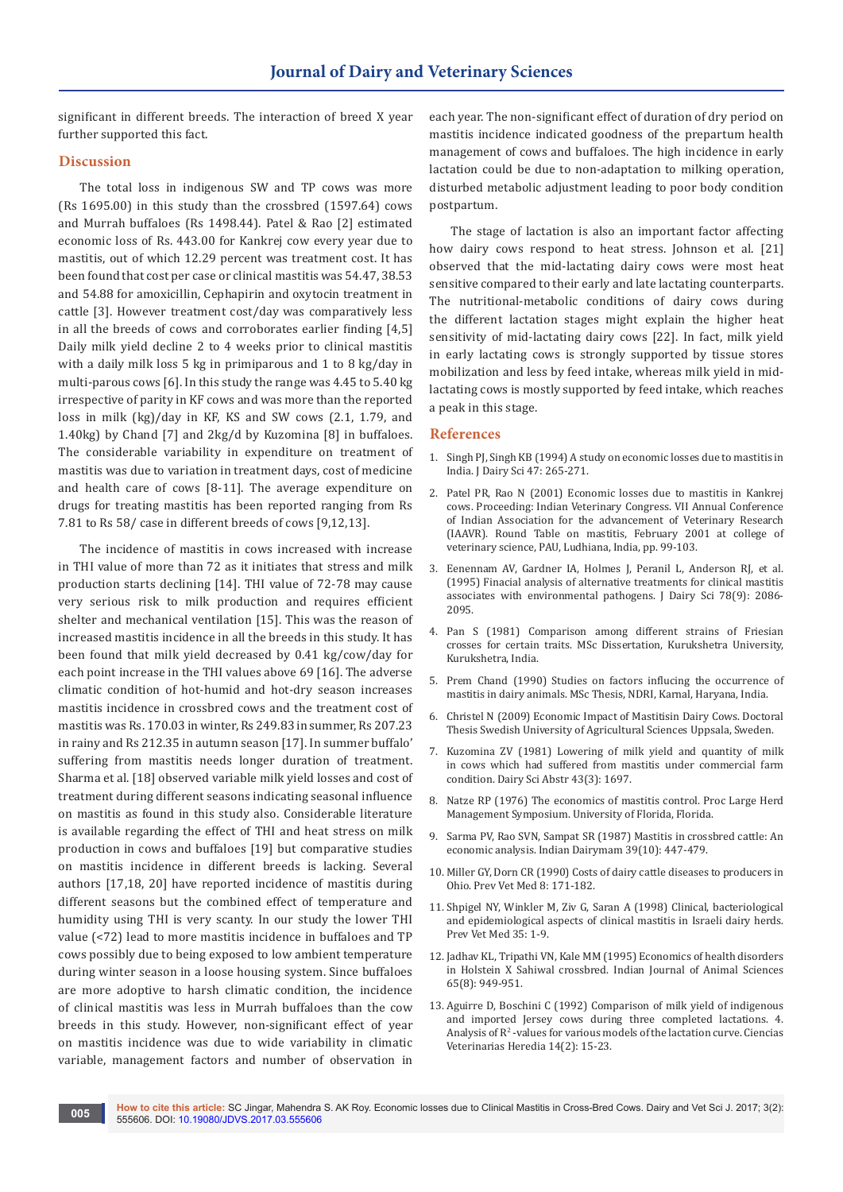significant in different breeds. The interaction of breed X year further supported this fact.

## Discussion

The total loss in indigenous SW and TP cows was more (Rs 1695.00) in this study than the crossbred (1597.64) cows and Murrah buffaloes (Rs 1498.44). Patel & Rao [2] estimated economic loss of Rs. 443.00 for Kankrej cow every year due to mastitis, out of which 12.29 percent was treatment cost. It has been found that cost per case or clinical mastitis was 54.47, 38.53 and 54.88 for amoxicillin, Cephapirin and oxytocin treatment in cattle [3]. However treatment cost/day was comparatively less in all the breeds of cows and corroborates earlier finding [4,5] Daily milk yield decline 2 to 4 weeks prior to clinical mastitis with a daily milk loss 5 kg in primiparous and 1 to 8 kg/day in multi-parous cows [6]. In this study the range was 4.45 to 5.40 kg irrespective of parity in KF cows and was more than the reported loss in milk (kg)/day in KF, KS and SW cows (2.1, 1.79, and 1.40kg) by Chand [7] and 2kg/d by Kuzomina [8] in buffaloes. The considerable variability in expenditure on treatment of mastitis was due to variation in treatment days, cost of medicine and health care of cows [8-11]. The average expenditure on drugs for treating mastitis has been reported ranging from Rs 7.81 to Rs 58/ case in different breeds of cows [9,12,13].

The incidence of mastitis in cows increased with increase in THI value of more than 72 as it initiates that stress and milk production starts declining [14]. THI value of 72-78 may cause very serious risk to milk production and requires efficient shelter and mechanical ventilation [15]. This was the reason of increased mastitis incidence in all the breeds in this study. It has been found that milk yield decreased by 0.41 kg/cow/day for each point increase in the THI values above 69 [16]. The adverse climatic condition of hot-humid and hot-dry season increases mastitis incidence in crossbred cows and the treatment cost of mastitis was Rs. 170.03 in winter, Rs 249.83 in summer, Rs 207.23 in rainy and Rs 212.35 in autumn season [17]. In summer buffalo' suffering from mastitis needs longer duration of treatment. Sharma et al. [18] observed variable milk yield losses and cost of treatment during different seasons indicating seasonal influence on mastitis as found in this study also. Considerable literature is available regarding the effect of THI and heat stress on milk production in cows and buffaloes [19] but comparative studies on mastitis incidence in different breeds is lacking. Several authors [17,18, 20] have reported incidence of mastitis during different seasons but the combined effect of temperature and humidity using THI is very scanty. In our study the lower THI value (<72) lead to more mastitis incidence in buffaloes and TP cows possibly due to being exposed to low ambient temperature during winter season in a loose housing system. Since buffaloes are more adoptive to harsh climatic condition, the incidence of clinical mastitis was less in Murrah buffaloes than the cow breeds in this study. However, non-significant effect of year on mastitis incidence was due to wide variability in climatic variable, management factors and number of observation in each year. The non-significant effect of duration of dry period on mastitis incidence indicated goodness of the prepartum health management of cows and buffaloes. The high incidence in early lactation could be due to non-adaptation to milking operation, disturbed metabolic adjustment leading to poor body condition postpartum.

The stage of lactation is also an important factor affecting how dairy cows respond to heat stress. Johnson et al. [21] observed that the mid-lactating dairy cows were most heat sensitive compared to their early and late lactating counterparts. The nutritional-metabolic conditions of dairy cows during the different lactation stages might explain the higher heat sensitivity of mid-lactating dairy cows [22]. In fact, milk yield in early lactating cows is strongly supported by tissue stores mobilization and less by feed intake, whereas milk yield in mid-lactating cows is mostly supported by feed intake, which reaches a peak in this stage.

## References

1. Singh PJ, Singh KB (1994) A study on economic losses due to mastitis in India. J Dairy Sci 47: 265-271.
2. Patel PR, Rao N (2001) Economic losses due to mastitis in Kankrej cows. Proceeding: Indian Veterinary Congress. VII Annual Conference of Indian Association for the advancement of Veterinary Research (IAAVR). Round Table on mastitis, February 2001 at college of veterinary science, PAU, Ludhiana, India, pp. 99-103.
3. Eenennam AV, Gardner IA, Holmes J, Peranil L, Anderson RJ, et al. (1995) Finacial analysis of alternative treatments for clinical mastitis associates with environmental pathogens. J Dairy Sci 78(9): 2086-2095.
4. Pan S (1981) Comparison among different strains of Friesian crosses for certain traits. MSc Dissertation, Kurukshetra University, Kurukshetra, India.
5. Prem Chand (1990) Studies on factors influcing the occurrence of mastitis in dairy animals. MSc Thesis, NDRI, Karnal, Haryana, India.
6. Christel N (2009) Economic Impact of Mastitisin Dairy Cows. Doctoral Thesis Swedish University of Agricultural Sciences Uppsala, Sweden.
7. Kuzomina ZV (1981) Lowering of milk yield and quantity of milk in cows which had suffered from mastitis under commercial farm condition. Dairy Sci Abstr 43(3): 1697.
8. Natze RP (1976) The economics of mastitis control. Proc Large Herd Management Symposium. University of Florida, Florida.
9. Sarma PV, Rao SVN, Sampat SR (1987) Mastitis in crossbred cattle: An economic analysis. Indian Dairymam 39(10): 447-479.
10. Miller GY, Dorn CR (1990) Costs of dairy cattle diseases to producers in Ohio. Prev Vet Med 8: 171-182.
11. Shpigel NY, Winkler M, Ziv G, Saran A (1998) Clinical, bacteriological and epidemiological aspects of clinical mastitis in Israeli dairy herds. Prev Vet Med 35: 1-9.
12. Jadhav KL, Tripathi VN, Kale MM (1995) Economics of health disorders in Holstein X Sahiwal crossbred. Indian Journal of Animal Sciences 65(8): 949-951.
13. Aguirre D, Boschini C (1992) Comparison of milk yield of indigenous and imported Jersey cows during three completed lactations. 4. Analysis of $R^2$-values for various models of the lactation curve. Ciencias Veterinarias Heredia 14(2): 15-23.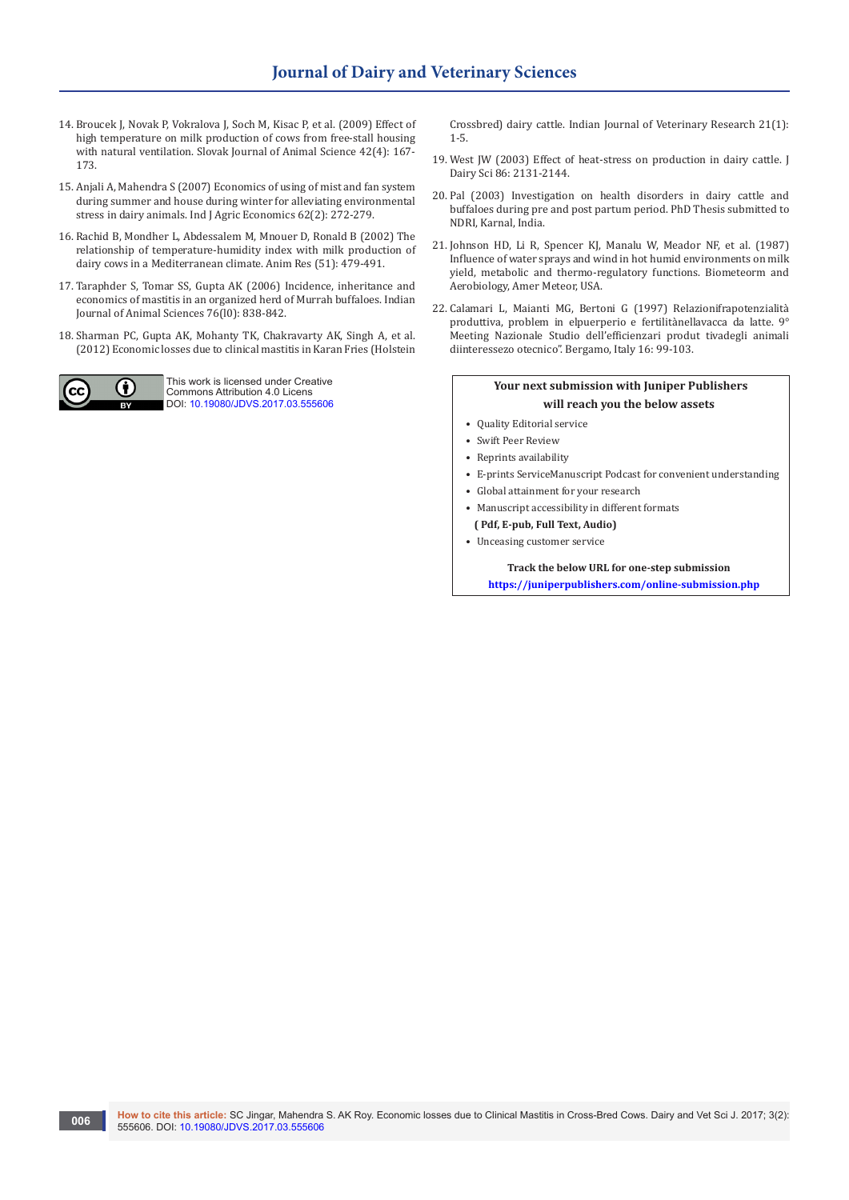14. Broucek J, Novak P, Vokralova J, Soch M, Kisac P, et al. (2009) Effect of high temperature on milk production of cows from free-stall housing with natural ventilation. Slovak Journal of Animal Science 42(4): 167-173.

15. Anjali A, Mahendra S (2007) Economics of using of mist and fan system during summer and house during winter for alleviating environmental stress in dairy animals. Ind J Agric Economics 62(2): 272-279.

16. Rachid B, Mondher L, Abdessalem M, Mnouer D, Ronald B (2002) The relationship of temperature-humidity index with milk production of dairy cows in a Mediterranean climate. Anim Res (51): 479-491.

17. Taraphder S, Tomar SS, Gupta AK (2006) Incidence, inheritance and economics of mastitis in an organized herd of Murrah buffaloes. Indian Journal of Animal Sciences 76(l0): 838-842.

18. Sharman PC, Gupta AK, Mohanty TK, Chakravarty AK, Singh A, et al. (2012) Economic losses due to clinical mastitis in Karan Fries (Holstein Crossbred) dairy cattle. Indian Journal of Veterinary Research 21(1): 1-5.

19. West JW (2003) Effect of heat-stress on production in dairy cattle. J Dairy Sci 86: 2131-2144.

20. Pal (2003) Investigation on health disorders in dairy cattle and buffaloes during pre and post partum period. PhD Thesis submitted to NDRI, Karnal, India.

21. Johnson HD, Li R, Spencer KJ, Manalu W, Meador NF, et al. (1987) Influence of water sprays and wind in hot humid environments on milk yield, metabolic and thermo-regulatory functions. Biometeorm and Aerobiology, Amer Meteor, USA.

22. Calamari L, Maianti MG, Bertoni G (1997) Relazionifrapotenzialità produttiva, problem in elpuerperio e fertilitànellavacca da latte. 9° Meeting Nazionale Studio dell'efficienzari produt tivadegli animali diinteressezo otecnico". Bergamo, Italy 16: 99-103.

This work is licensed under Creative Commons Attribution 4.0 Licens
DOI: 10.19080/JDVS.2017.03.555606

**Your next submission with Juniper Publishers will reach you the below assets**

- Quality Editorial service
- Swift Peer Review
- Reprints availability
- E-prints ServiceManuscript Podcast for convenient understanding
- Global attainment for your research
- Manuscript accessibility in different formats

**( Pdf, E-pub, Full Text, Audio)**

- Unceasing customer service

**Track the below URL for one-step submission**
**https://juniperpublishers.com/online-submission.php**